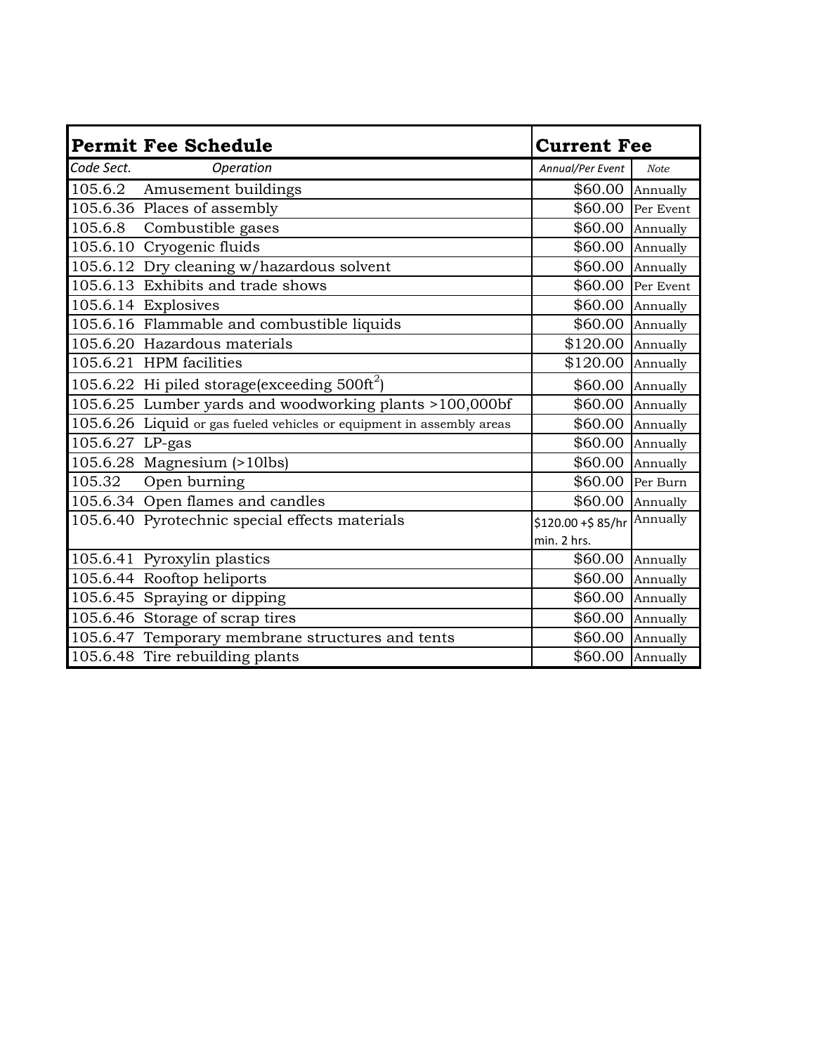| Permit Fee Schedule | | Current Fee | |
|---|---|---|---|
| *Code Sect.* | *Operation* | *Annual/Per Event* | *Note* |
| 105.6.2 | Amusement buildings | $60.00 | Annually |
| 105.6.36 | Places of assembly | $60.00 | Per Event |
| 105.6.8 | Combustible gases | $60.00 | Annually |
| 105.6.10 | Cryogenic fluids | $60.00 | Annually |
| 105.6.12 | Dry cleaning w/hazardous solvent | $60.00 | Annually |
| 105.6.13 | Exhibits and trade shows | $60.00 | Per Event |
| 105.6.14 | Explosives | $60.00 | Annually |
| 105.6.16 | Flammable and combustible liquids | $60.00 | Annually |
| 105.6.20 | Hazardous materials | $120.00 | Annually |
| 105.6.21 | HPM facilities | $120.00 | Annually |
| 105.6.22 | Hi piled storage(exceeding 500ft$^2$) | $60.00 | Annually |
| 105.6.25 | Lumber yards and woodworking plants >100,000bf | $60.00 | Annually |
| 105.6.26 | Liquid or gas fueled vehicles or equipment in assembly areas | $60.00 | Annually |
| 105.6.27 | LP-gas | $60.00 | Annually |
| 105.6.28 | Magnesium (>10lbs) | $60.00 | Annually |
| 105.32 | Open burning | $60.00 | Per Burn |
| 105.6.34 | Open flames and candles | $60.00 | Annually |
| 105.6.40 | Pyrotechnic special effects materials | $120.00 +$ 85/hr min. 2 hrs. | Annually |
| 105.6.41 | Pyroxylin plastics | $60.00 | Annually |
| 105.6.44 | Rooftop heliports | $60.00 | Annually |
| 105.6.45 | Spraying or dipping | $60.00 | Annually |
| 105.6.46 | Storage of scrap tires | $60.00 | Annually |
| 105.6.47 | Temporary membrane structures and tents | $60.00 | Annually |
| 105.6.48 | Tire rebuilding plants | $60.00 | Annually |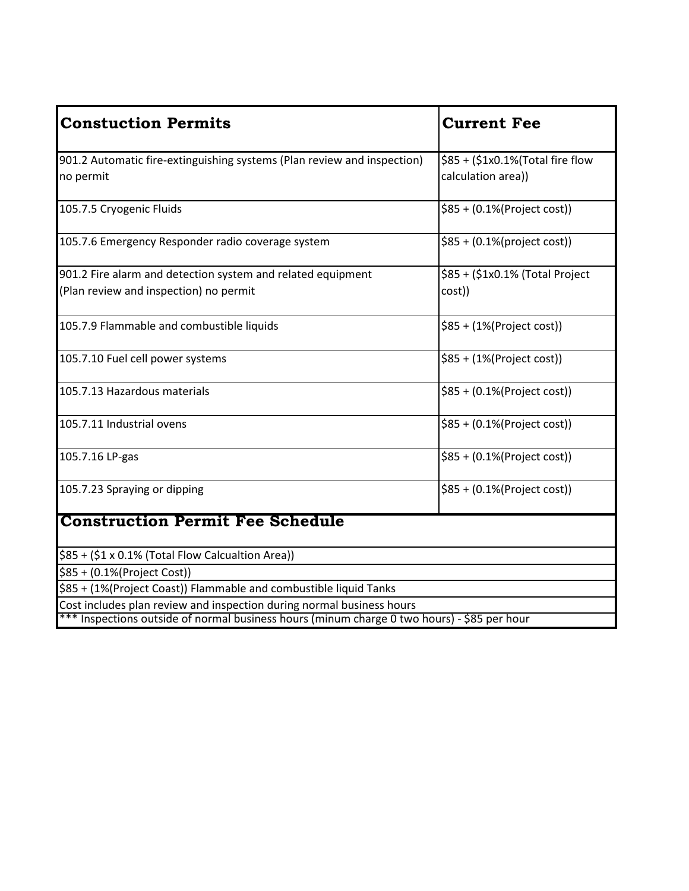| Constuction Permits | Current Fee |
| --- | --- |
| 901.2 Automatic fire-extinguishing systems (Plan review and inspection) no permit | $85 + ($1x0.1%(Total fire flow calculation area)) |
| 105.7.5 Cryogenic Fluids | $85 + (0.1%(Project cost)) |
| 105.7.6 Emergency Responder radio coverage system | $85 + (0.1%(project cost)) |
| 901.2 Fire alarm and detection system and related equipment (Plan review and inspection) no permit | $85 + ($1x0.1% (Total Project cost)) |
| 105.7.9 Flammable and combustible liquids | $85 + (1%(Project cost)) |
| 105.7.10 Fuel cell power systems | $85 + (1%(Project cost)) |
| 105.7.13 Hazardous materials | $85 + (0.1%(Project cost)) |
| 105.7.11 Industrial ovens | $85 + (0.1%(Project cost)) |
| 105.7.16 LP-gas | $85 + (0.1%(Project cost)) |
| 105.7.23 Spraying or dipping | $85 + (0.1%(Project cost)) |

## Construction Permit Fee Schedule

$85 + ($1 x 0.1% (Total Flow Calcualtion Area))

$85 + (0.1%(Project Cost))

$85 + (1%(Project Coast)) Flammable and combustible liquid Tanks

Cost includes plan review and inspection during normal business hours

*** Inspections outside of normal business hours (minum charge 0 two hours) - $85 per hour